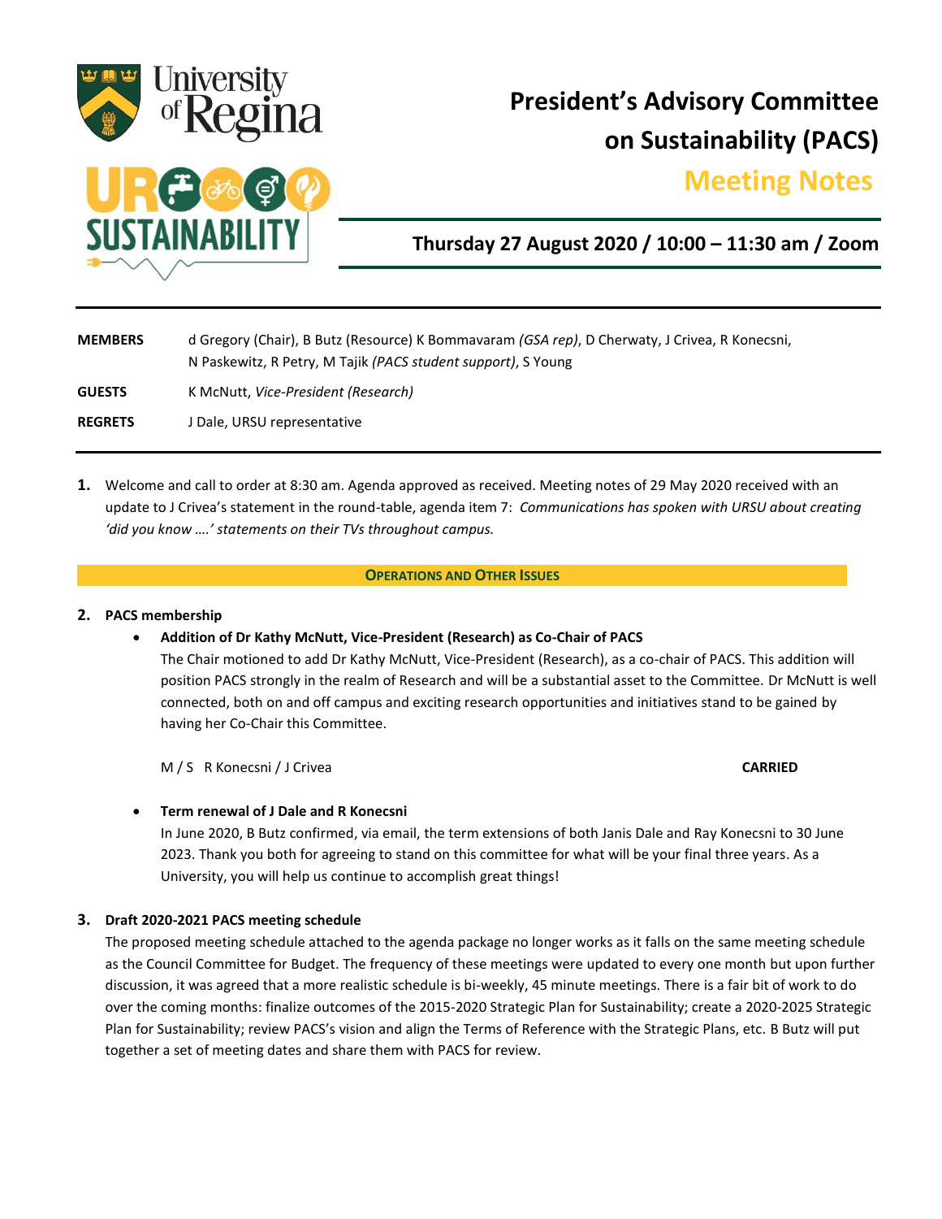University of Regina

UR SUSTAINABILITY

# President's Advisory Committee on Sustainability (PACS)

## Meeting Notes

### Thursday 27 August 2020 / 10:00 – 11:30 am / Zoom

| | |
|---|---|
| **MEMBERS** | d Gregory (Chair), B Butz (Resource) K Bommavaram *(GSA rep)*, D Cherwaty, J Crivea, R Konecsni, N Paskewitz, R Petry, M Tajik *(PACS student support)*, S Young |
| **GUESTS** | K McNutt, *Vice-President (Research)* |
| **REGRETS** | J Dale, URSU representative |

**1.** Welcome and call to order at 8:30 am. Agenda approved as received. Meeting notes of 29 May 2020 received with an update to J Crivea's statement in the round-table, agenda item 7: *Communications has spoken with URSU about creating 'did you know ….' statements on their TVs throughout campus.*

**OPERATIONS AND OTHER ISSUES**

**2. PACS membership**

- **Addition of Dr Kathy McNutt, Vice-President (Research) as Co-Chair of PACS**
  The Chair motioned to add Dr Kathy McNutt, Vice-President (Research), as a co-chair of PACS. This addition will position PACS strongly in the realm of Research and will be a substantial asset to the Committee. Dr McNutt is well connected, both on and off campus and exciting research opportunities and initiatives stand to be gained by having her Co-Chair this Committee.

  M / S R Konecsni / J Crivea **CARRIED**

- **Term renewal of J Dale and R Konecsni**
  In June 2020, B Butz confirmed, via email, the term extensions of both Janis Dale and Ray Konecsni to 30 June 2023. Thank you both for agreeing to stand on this committee for what will be your final three years. As a University, you will help us continue to accomplish great things!

**3. Draft 2020-2021 PACS meeting schedule**

The proposed meeting schedule attached to the agenda package no longer works as it falls on the same meeting schedule as the Council Committee for Budget. The frequency of these meetings were updated to every one month but upon further discussion, it was agreed that a more realistic schedule is bi-weekly, 45 minute meetings. There is a fair bit of work to do over the coming months: finalize outcomes of the 2015-2020 Strategic Plan for Sustainability; create a 2020-2025 Strategic Plan for Sustainability; review PACS's vision and align the Terms of Reference with the Strategic Plans, etc. B Butz will put together a set of meeting dates and share them with PACS for review.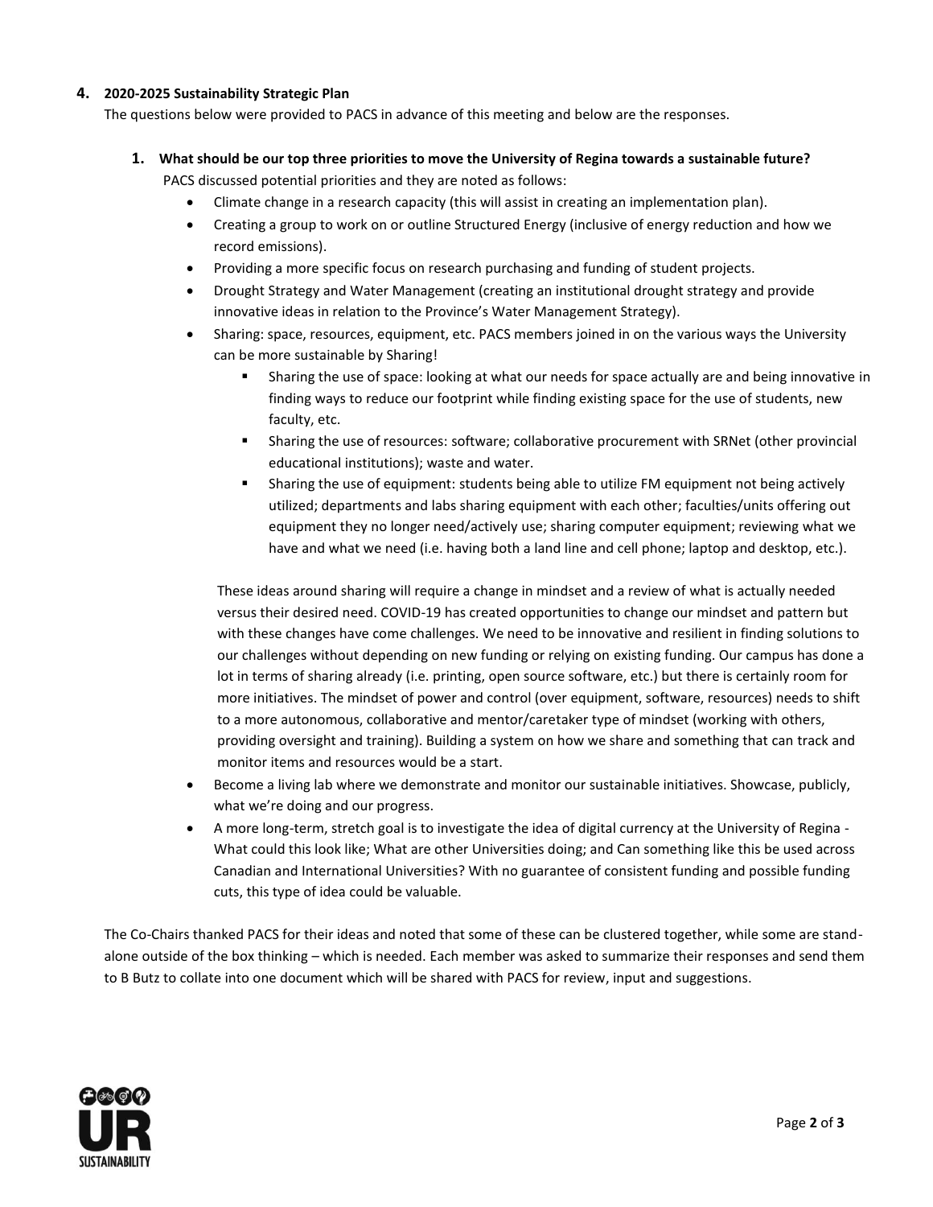## 4. 2020-2025 Sustainability Strategic Plan

The questions below were provided to PACS in advance of this meeting and below are the responses.

### 1. What should be our top three priorities to move the University of Regina towards a sustainable future?

PACS discussed potential priorities and they are noted as follows:

- Climate change in a research capacity (this will assist in creating an implementation plan).
- Creating a group to work on or outline Structured Energy (inclusive of energy reduction and how we record emissions).
- Providing a more specific focus on research purchasing and funding of student projects.
- Drought Strategy and Water Management (creating an institutional drought strategy and provide innovative ideas in relation to the Province's Water Management Strategy).
- Sharing: space, resources, equipment, etc. PACS members joined in on the various ways the University can be more sustainable by Sharing!
  - Sharing the use of space: looking at what our needs for space actually are and being innovative in finding ways to reduce our footprint while finding existing space for the use of students, new faculty, etc.
  - Sharing the use of resources: software; collaborative procurement with SRNet (other provincial educational institutions); waste and water.
  - Sharing the use of equipment: students being able to utilize FM equipment not being actively utilized; departments and labs sharing equipment with each other; faculties/units offering out equipment they no longer need/actively use; sharing computer equipment; reviewing what we have and what we need (i.e. having both a land line and cell phone; laptop and desktop, etc.).

  These ideas around sharing will require a change in mindset and a review of what is actually needed versus their desired need. COVID-19 has created opportunities to change our mindset and pattern but with these changes have come challenges. We need to be innovative and resilient in finding solutions to our challenges without depending on new funding or relying on existing funding. Our campus has done a lot in terms of sharing already (i.e. printing, open source software, etc.) but there is certainly room for more initiatives. The mindset of power and control (over equipment, software, resources) needs to shift to a more autonomous, collaborative and mentor/caretaker type of mindset (working with others, providing oversight and training). Building a system on how we share and something that can track and monitor items and resources would be a start.
- Become a living lab where we demonstrate and monitor our sustainable initiatives. Showcase, publicly, what we're doing and our progress.
- A more long-term, stretch goal is to investigate the idea of digital currency at the University of Regina - What could this look like; What are other Universities doing; and Can something like this be used across Canadian and International Universities? With no guarantee of consistent funding and possible funding cuts, this type of idea could be valuable.

The Co-Chairs thanked PACS for their ideas and noted that some of these can be clustered together, while some are stand-alone outside of the box thinking – which is needed. Each member was asked to summarize their responses and send them to B Butz to collate into one document which will be shared with PACS for review, input and suggestions.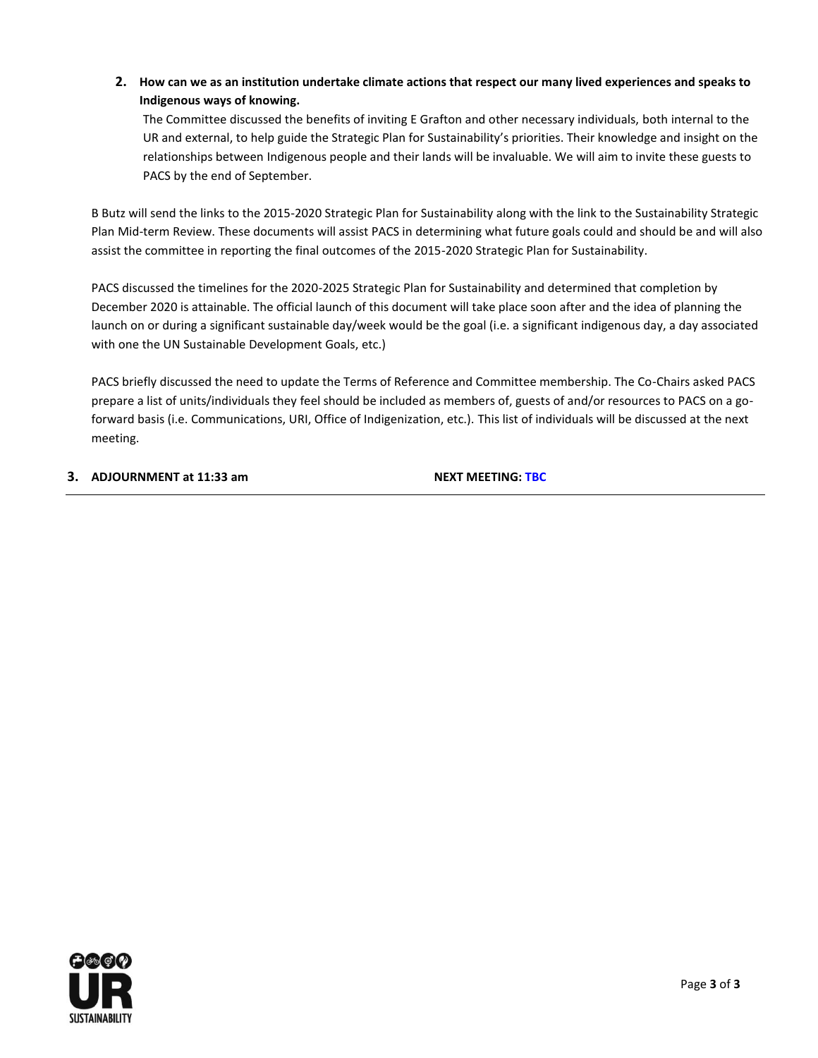2. **How can we as an institution undertake climate actions that respect our many lived experiences and speaks to Indigenous ways of knowing.**

   The Committee discussed the benefits of inviting E Grafton and other necessary individuals, both internal to the UR and external, to help guide the Strategic Plan for Sustainability's priorities. Their knowledge and insight on the relationships between Indigenous people and their lands will be invaluable. We will aim to invite these guests to PACS by the end of September.

B Butz will send the links to the 2015-2020 Strategic Plan for Sustainability along with the link to the Sustainability Strategic Plan Mid-term Review. These documents will assist PACS in determining what future goals could and should be and will also assist the committee in reporting the final outcomes of the 2015-2020 Strategic Plan for Sustainability.

PACS discussed the timelines for the 2020-2025 Strategic Plan for Sustainability and determined that completion by December 2020 is attainable. The official launch of this document will take place soon after and the idea of planning the launch on or during a significant sustainable day/week would be the goal (i.e. a significant indigenous day, a day associated with one the UN Sustainable Development Goals, etc.)

PACS briefly discussed the need to update the Terms of Reference and Committee membership. The Co-Chairs asked PACS prepare a list of units/individuals they feel should be included as members of, guests of and/or resources to PACS on a go-forward basis (i.e. Communications, URI, Office of Indigenization, etc.). This list of individuals will be discussed at the next meeting.

3. **ADJOURNMENT at 11:33 am** **NEXT MEETING: TBC**